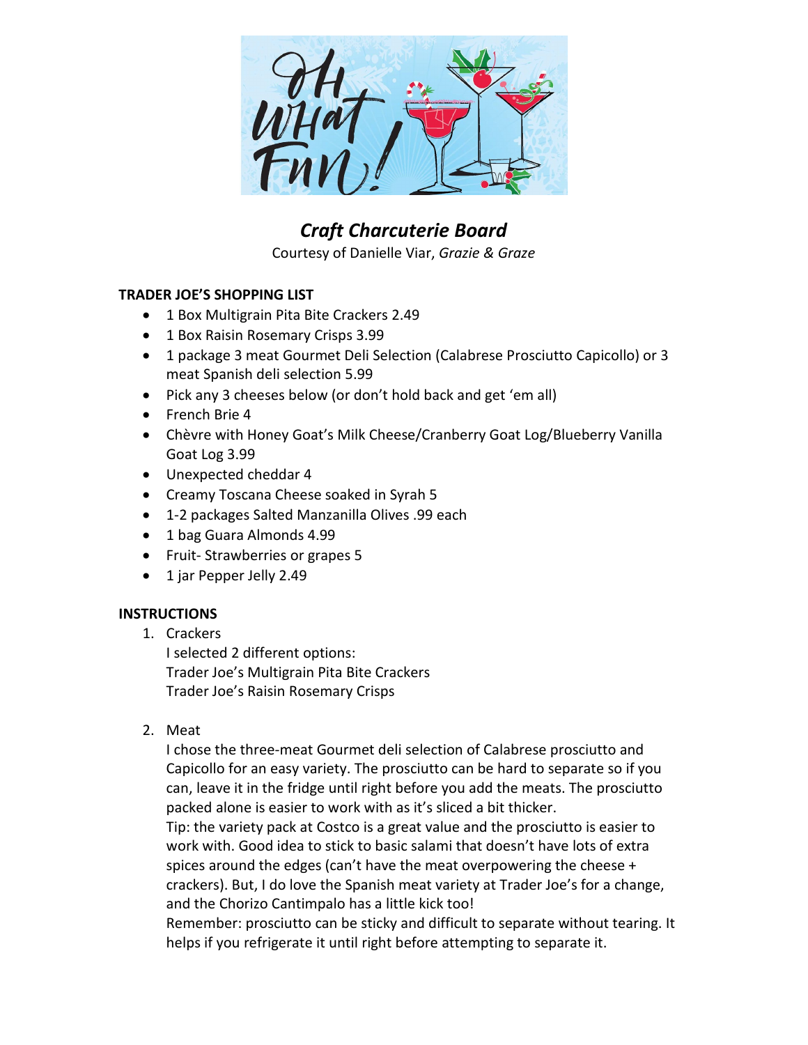# *Craft Charcuterie Board*

Courtesy of Danielle Viar, *Grazie & Graze*

**TRADER JOE'S SHOPPING LIST**

- 1 Box Multigrain Pita Bite Crackers 2.49
- 1 Box Raisin Rosemary Crisps 3.99
- 1 package 3 meat Gourmet Deli Selection (Calabrese Prosciutto Capicollo) or 3 meat Spanish deli selection 5.99
- Pick any 3 cheeses below (or don't hold back and get 'em all)
- French Brie 4
- Chèvre with Honey Goat's Milk Cheese/Cranberry Goat Log/Blueberry Vanilla Goat Log 3.99
- Unexpected cheddar 4
- Creamy Toscana Cheese soaked in Syrah 5
- 1-2 packages Salted Manzanilla Olives .99 each
- 1 bag Guara Almonds 4.99
- Fruit- Strawberries or grapes 5
- 1 jar Pepper Jelly 2.49

**INSTRUCTIONS**

1. Crackers
   I selected 2 different options:
   Trader Joe's Multigrain Pita Bite Crackers
   Trader Joe's Raisin Rosemary Crisps

2. Meat
   I chose the three-meat Gourmet deli selection of Calabrese prosciutto and Capicollo for an easy variety. The prosciutto can be hard to separate so if you can, leave it in the fridge until right before you add the meats. The prosciutto packed alone is easier to work with as it's sliced a bit thicker.
   Tip: the variety pack at Costco is a great value and the prosciutto is easier to work with. Good idea to stick to basic salami that doesn't have lots of extra spices around the edges (can't have the meat overpowering the cheese + crackers). But, I do love the Spanish meat variety at Trader Joe's for a change, and the Chorizo Cantimpalo has a little kick too!
   Remember: prosciutto can be sticky and difficult to separate without tearing. It helps if you refrigerate it until right before attempting to separate it.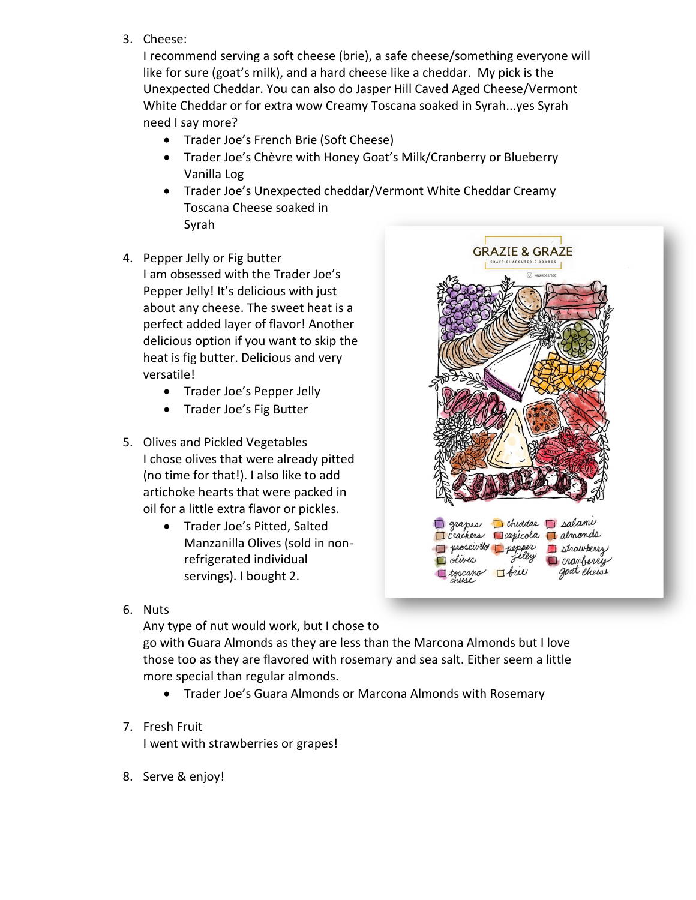3. Cheese:
   I recommend serving a soft cheese (brie), a safe cheese/something everyone will like for sure (goat's milk), and a hard cheese like a cheddar. My pick is the Unexpected Cheddar. You can also do Jasper Hill Caved Aged Cheese/Vermont White Cheddar or for extra wow Creamy Toscana soaked in Syrah...yes Syrah need I say more?
   - Trader Joe's French Brie (Soft Cheese)
   - Trader Joe's Chèvre with Honey Goat's Milk/Cranberry or Blueberry Vanilla Log
   - Trader Joe's Unexpected cheddar/Vermont White Cheddar Creamy Toscana Cheese soaked in Syrah

4. Pepper Jelly or Fig butter
   I am obsessed with the Trader Joe's Pepper Jelly! It's delicious with just about any cheese. The sweet heat is a perfect added layer of flavor! Another delicious option if you want to skip the heat is fig butter. Delicious and very versatile!
   - Trader Joe's Pepper Jelly
   - Trader Joe's Fig Butter

5. Olives and Pickled Vegetables
   I chose olives that were already pitted (no time for that!). I also like to add artichoke hearts that were packed in oil for a little extra flavor or pickles.
   - Trader Joe's Pitted, Salted Manzanilla Olives (sold in non-refrigerated individual servings). I bought 2.

GRAZIE & GRAZE
CRAFT CHARCUTERIE BOARDS
@graziegraze

grapes, crackers, prosciutto, olives, toscano cheese, cheddar, capicola, pepper jelly, brie, salami, almonds, strawberry, cranberry goat cheese

6. Nuts
   Any type of nut would work, but I chose to go with Guara Almonds as they are less than the Marcona Almonds but I love those too as they are flavored with rosemary and sea salt. Either seem a little more special than regular almonds.
   - Trader Joe's Guara Almonds or Marcona Almonds with Rosemary

7. Fresh Fruit
   I went with strawberries or grapes!

8. Serve & enjoy!